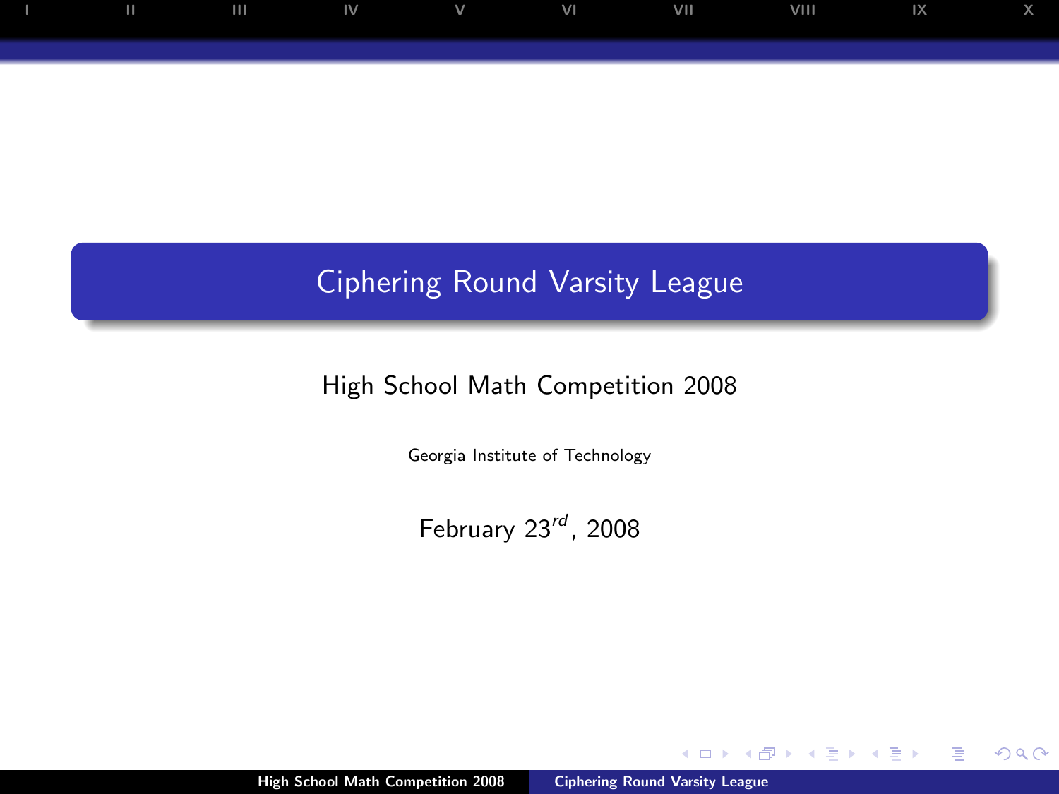# Ciphering Round Varsity League

High School Math Competition 2008

Georgia Institute of Technology

February 23$^{rd}$, 2008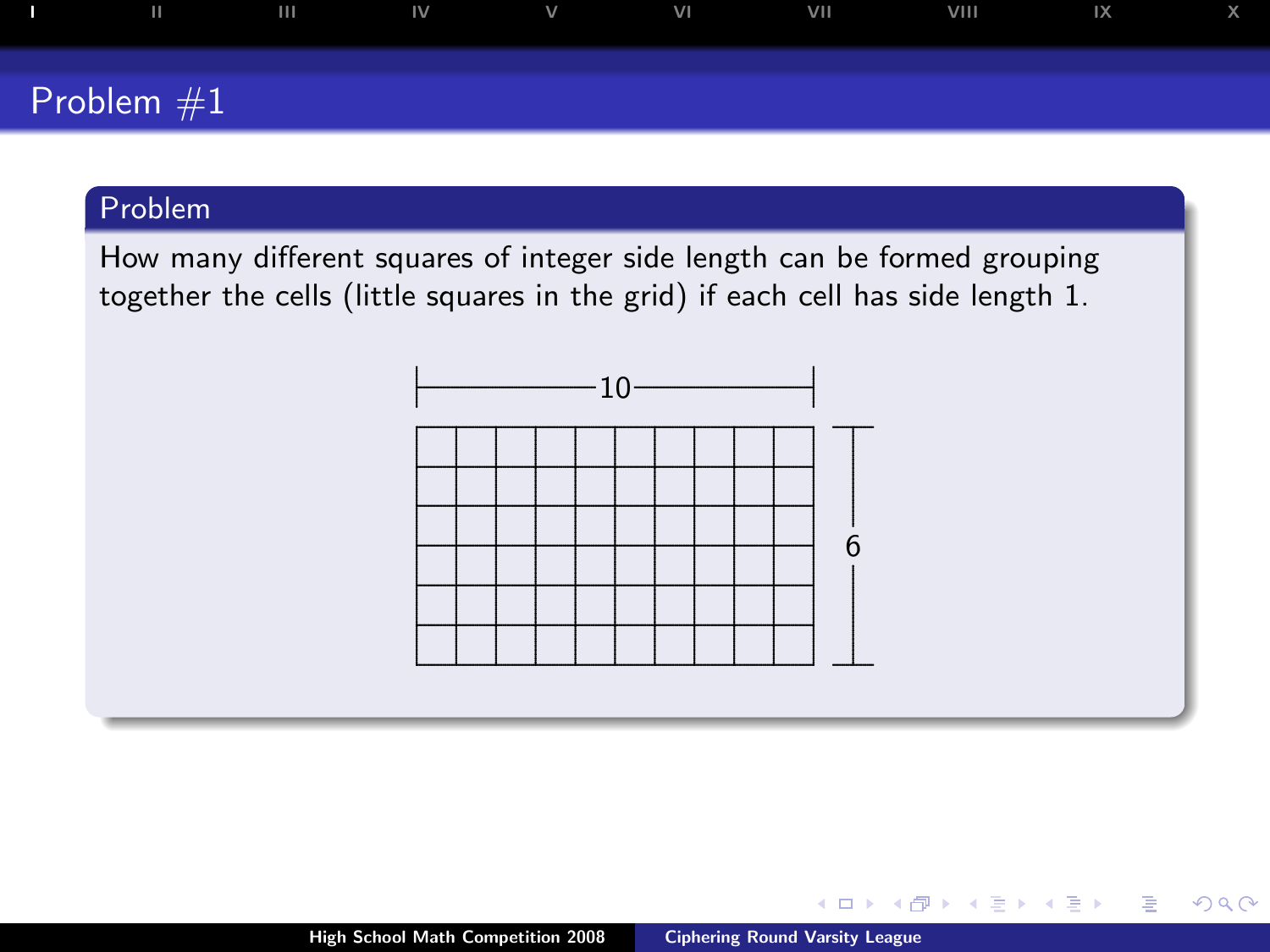## Problem #1

### Problem

How many different squares of integer side length can be formed grouping together the cells (little squares in the grid) if each cell has side length 1.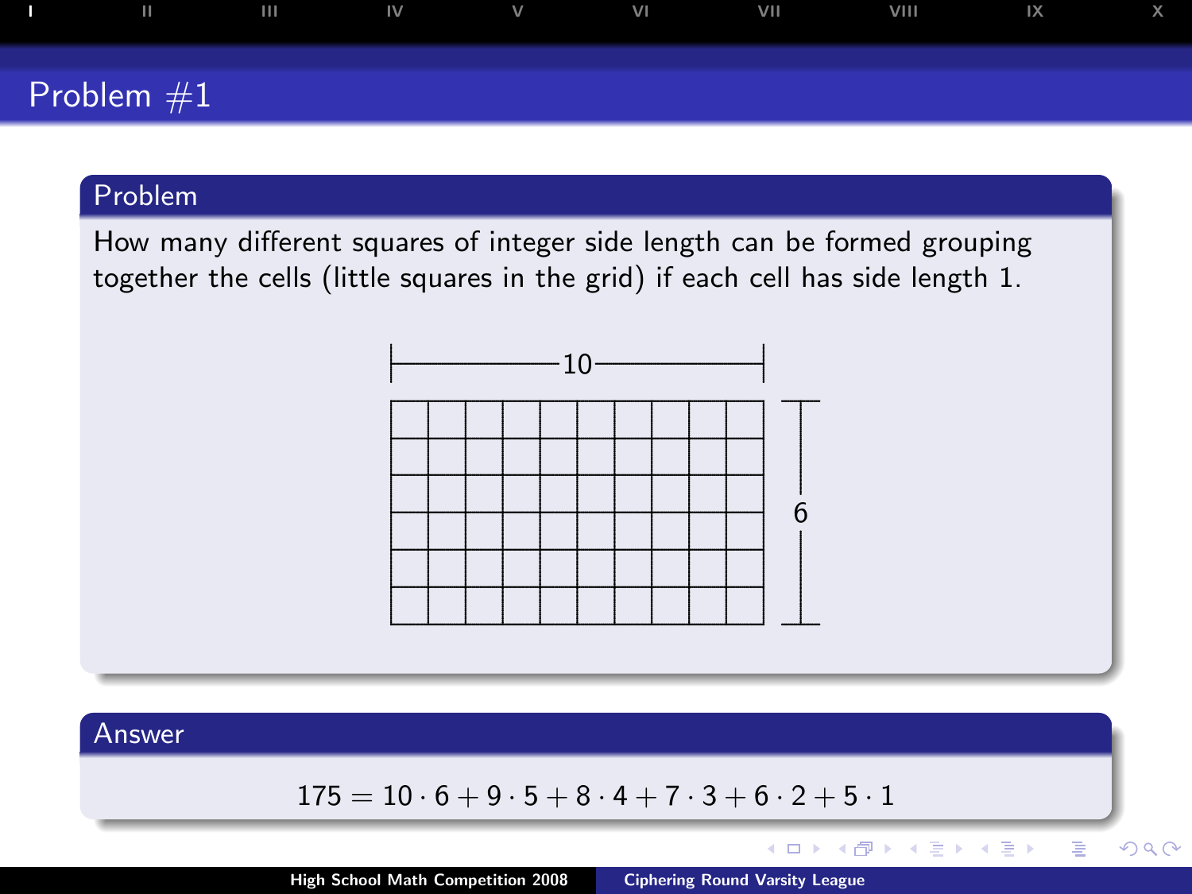# Problem #1

## Problem

How many different squares of integer side length can be formed grouping together the cells (little squares in the grid) if each cell has side length 1.

## Answer

$$175 = 10 \cdot 6 + 9 \cdot 5 + 8 \cdot 4 + 7 \cdot 3 + 6 \cdot 2 + 5 \cdot 1$$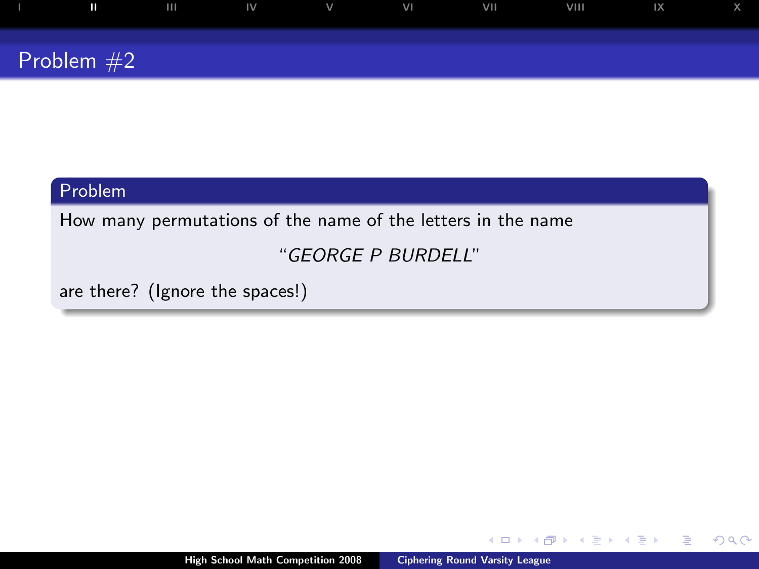# Problem #2

## Problem

How many permutations of the name of the letters in the name

*"GEORGE P BURDELL"*

are there? (Ignore the spaces!)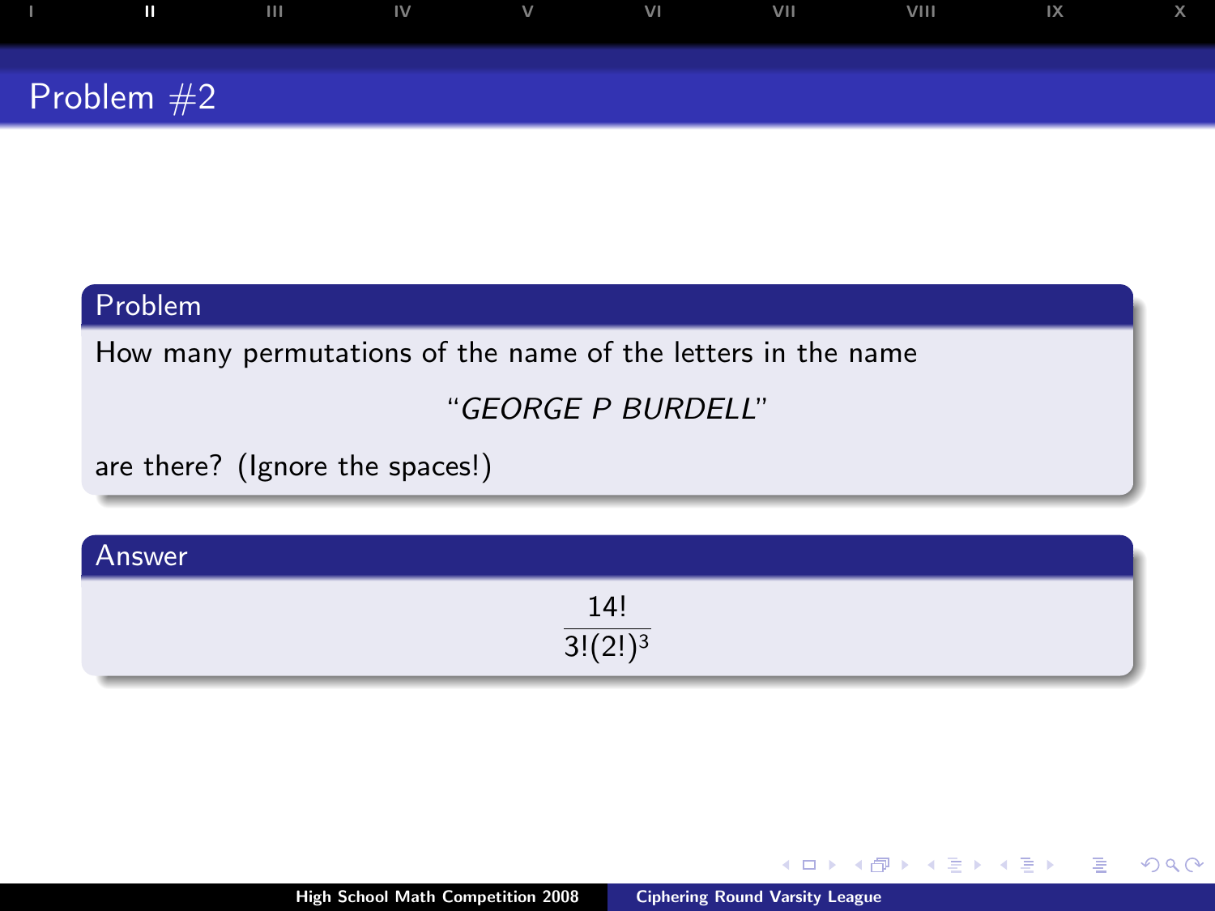# Problem #2

## Problem

How many permutations of the name of the letters in the name

*"GEORGE P BURDELL"*

are there? (Ignore the spaces!)

## Answer

$$\frac{14!}{3!(2!)^3}$$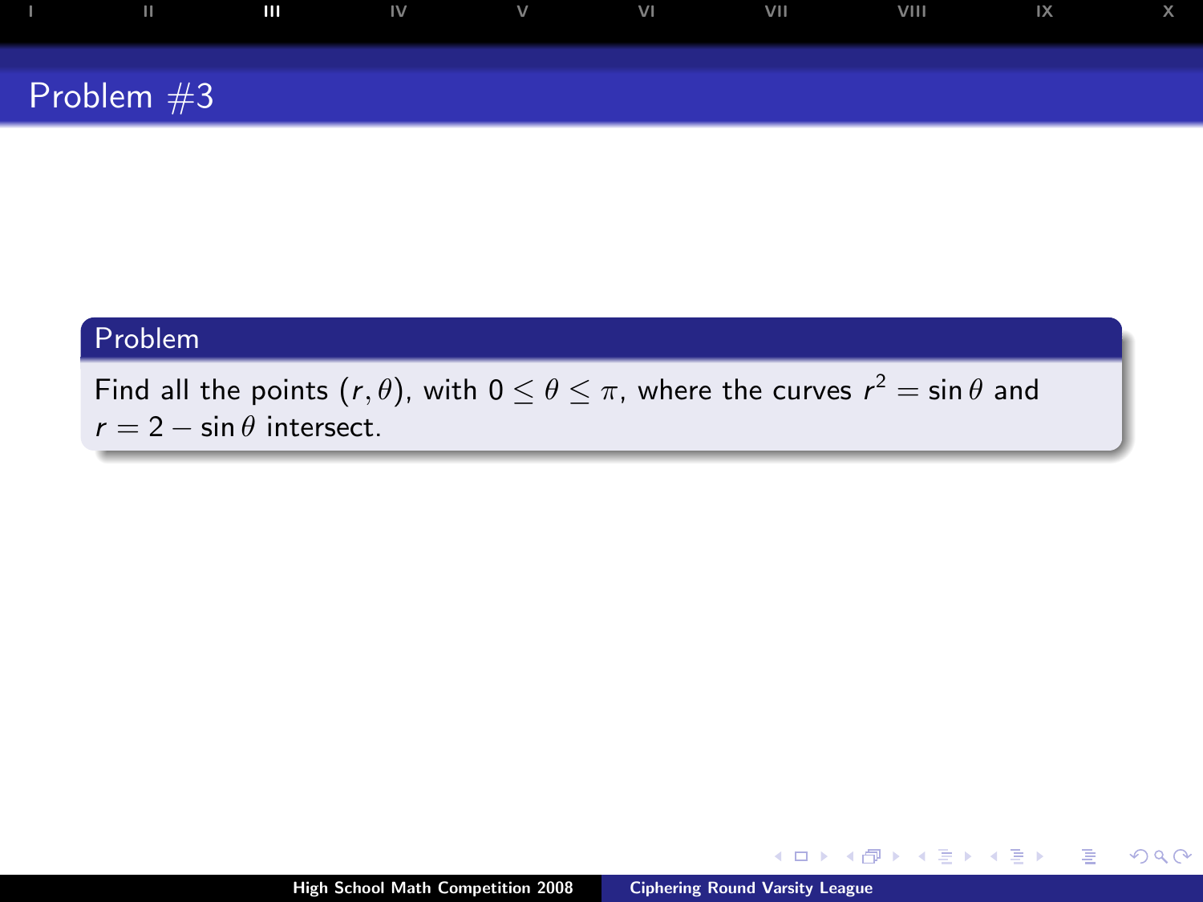# Problem #3

## Problem

Find all the points $(r, \theta)$, with $0 \leq \theta \leq \pi$, where the curves $r^2 = \sin\theta$ and $r = 2 - \sin\theta$ intersect.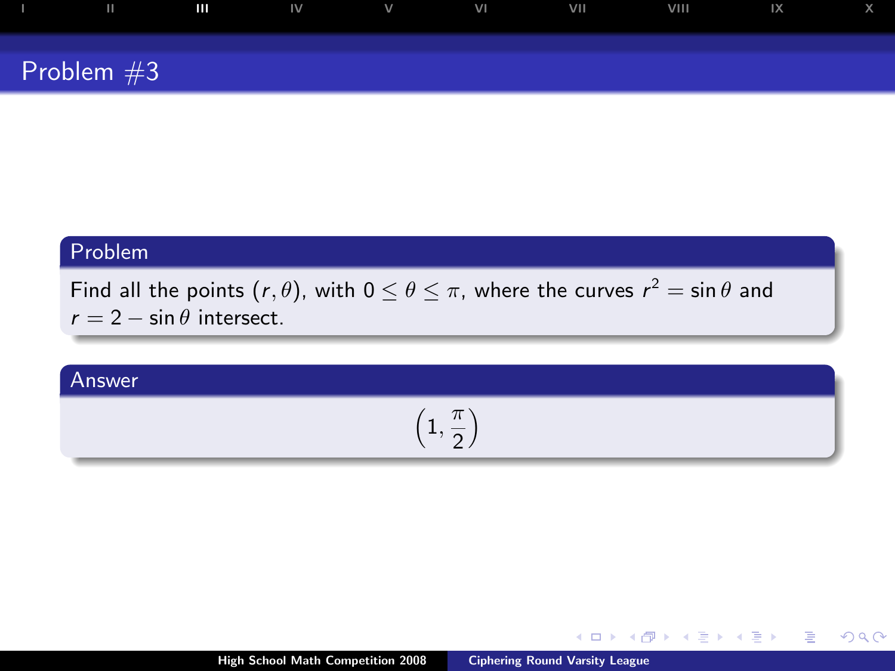# Problem #3

## Problem

Find all the points $(r, \theta)$, with $0 \leq \theta \leq \pi$, where the curves $r^2 = \sin\theta$ and $r = 2 - \sin\theta$ intersect.

## Answer

$$\left(1, \frac{\pi}{2}\right)$$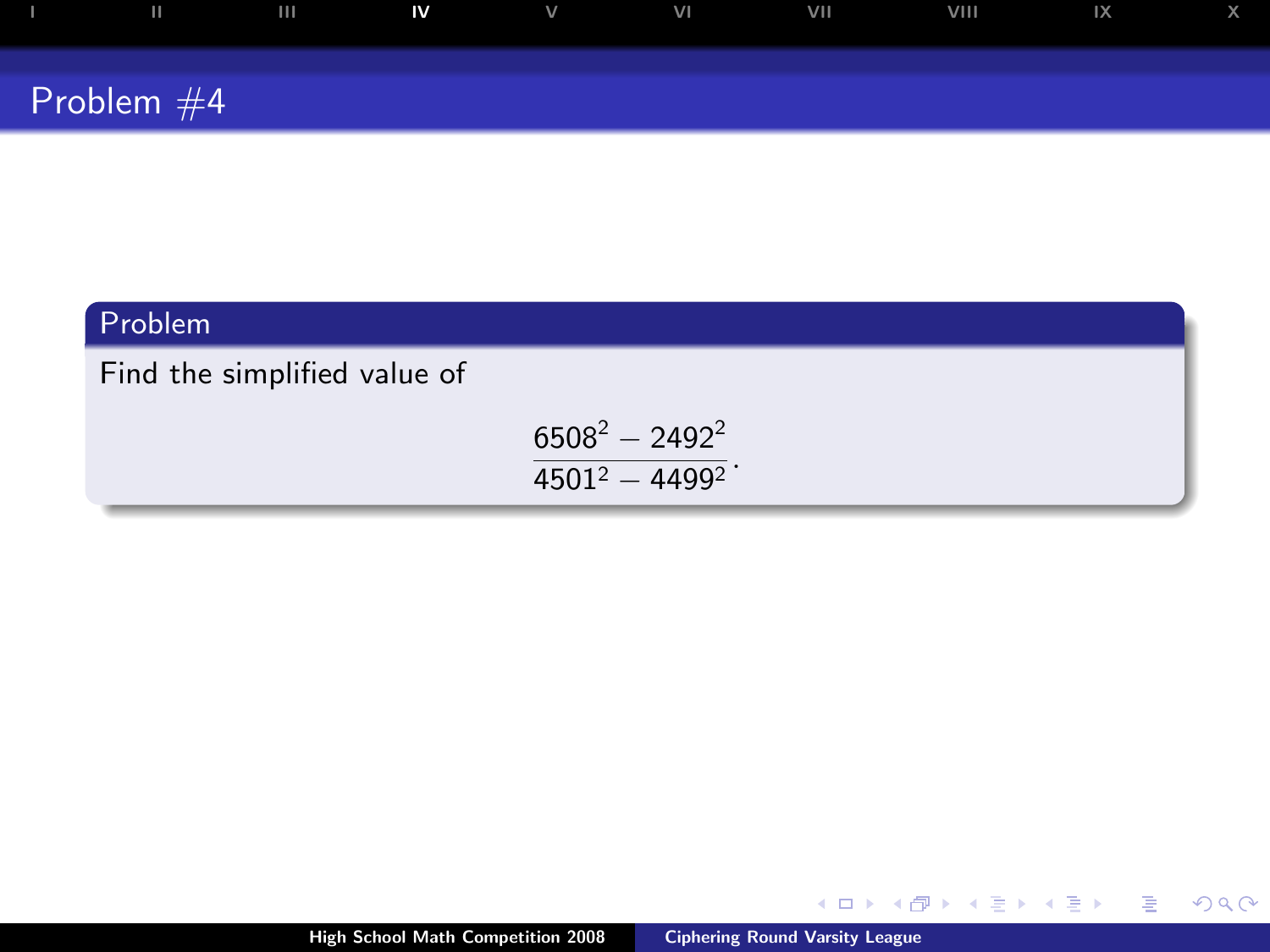## Problem #4

### Problem

Find the simplified value of

$$\frac{6508^2 - 2492^2}{4501^2 - 4499^2}.$$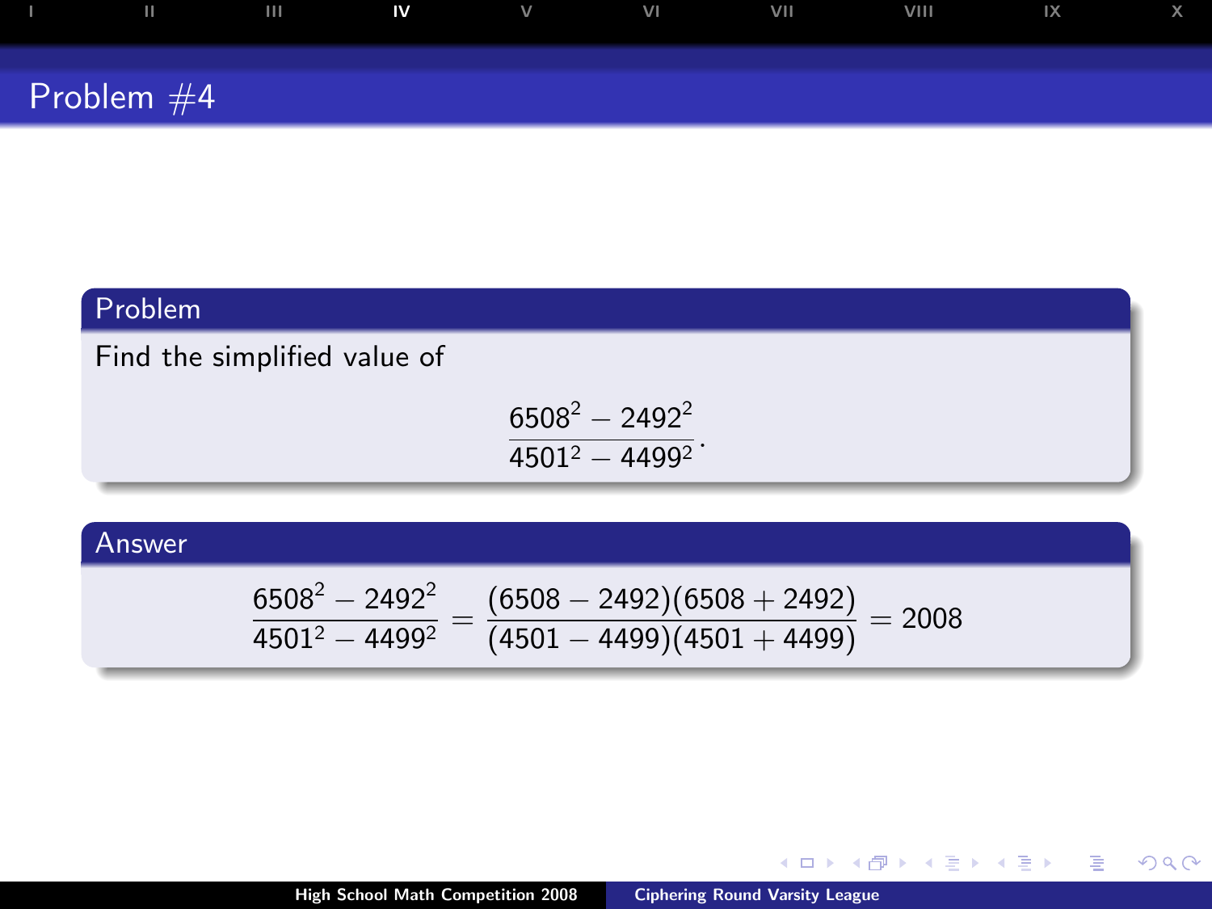# Problem #4

## Problem

Find the simplified value of

$$\frac{6508^2 - 2492^2}{4501^2 - 4499^2}.$$

## Answer

$$\frac{6508^2 - 2492^2}{4501^2 - 4499^2} = \frac{(6508 - 2492)(6508 + 2492)}{(4501 - 4499)(4501 + 4499)} = 2008$$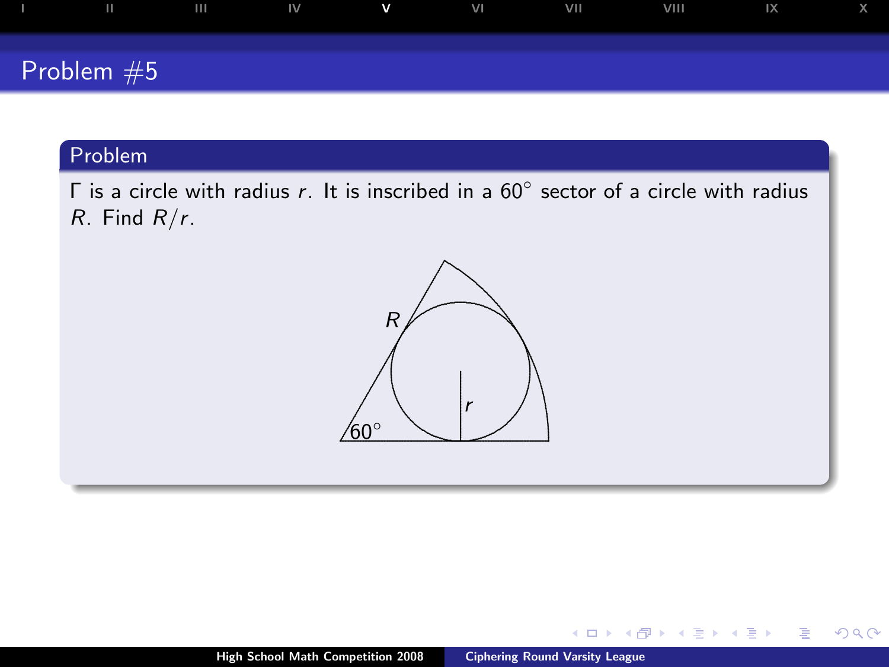# Problem #5

## Problem

$\Gamma$ is a circle with radius $r$. It is inscribed in a $60^\circ$ sector of a circle with radius $R$. Find $R/r$.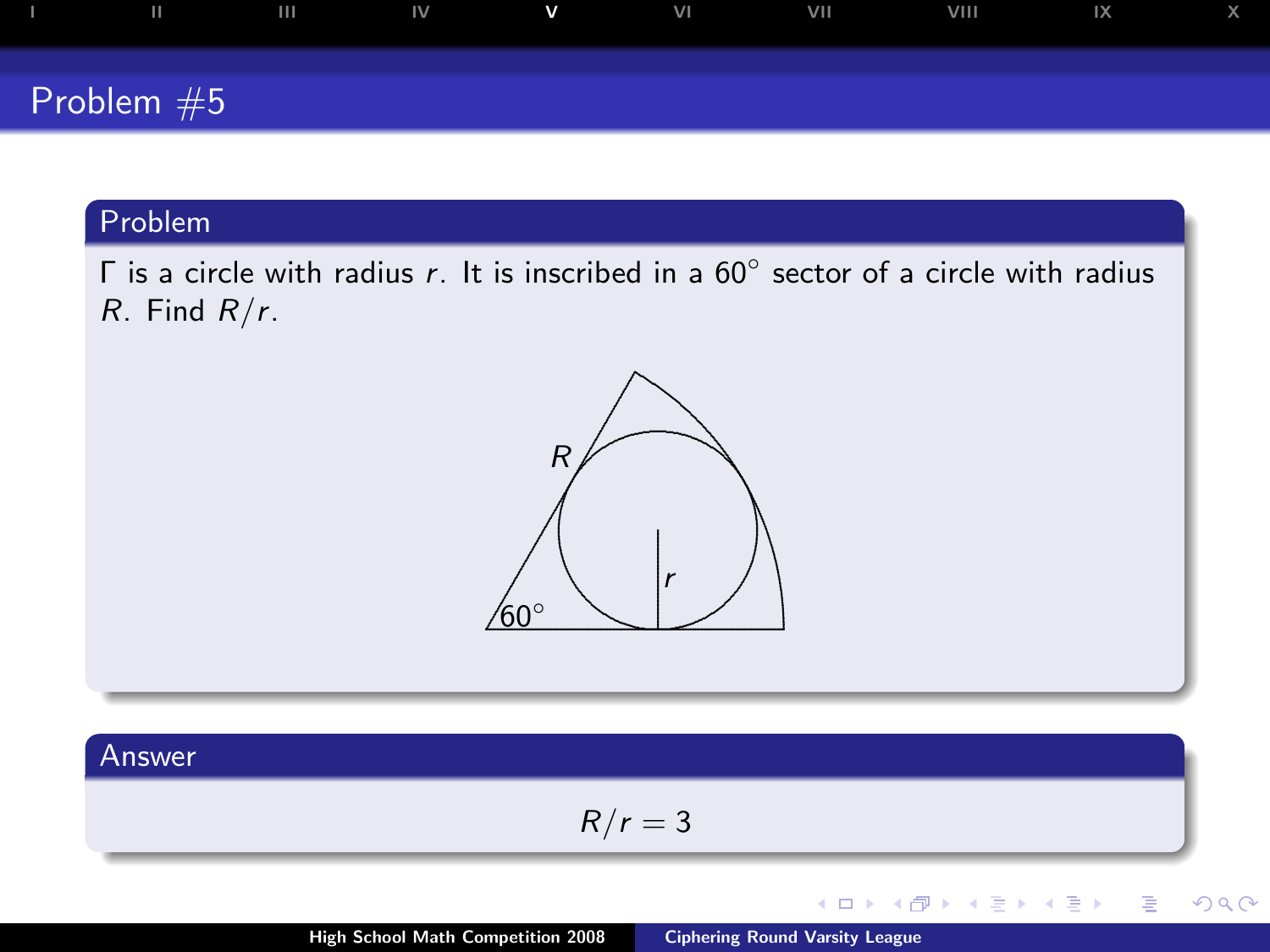# Problem #5

## Problem

$\Gamma$ is a circle with radius $r$. It is inscribed in a $60^\circ$ sector of a circle with radius $R$. Find $R/r$.

## Answer

$$R/r = 3$$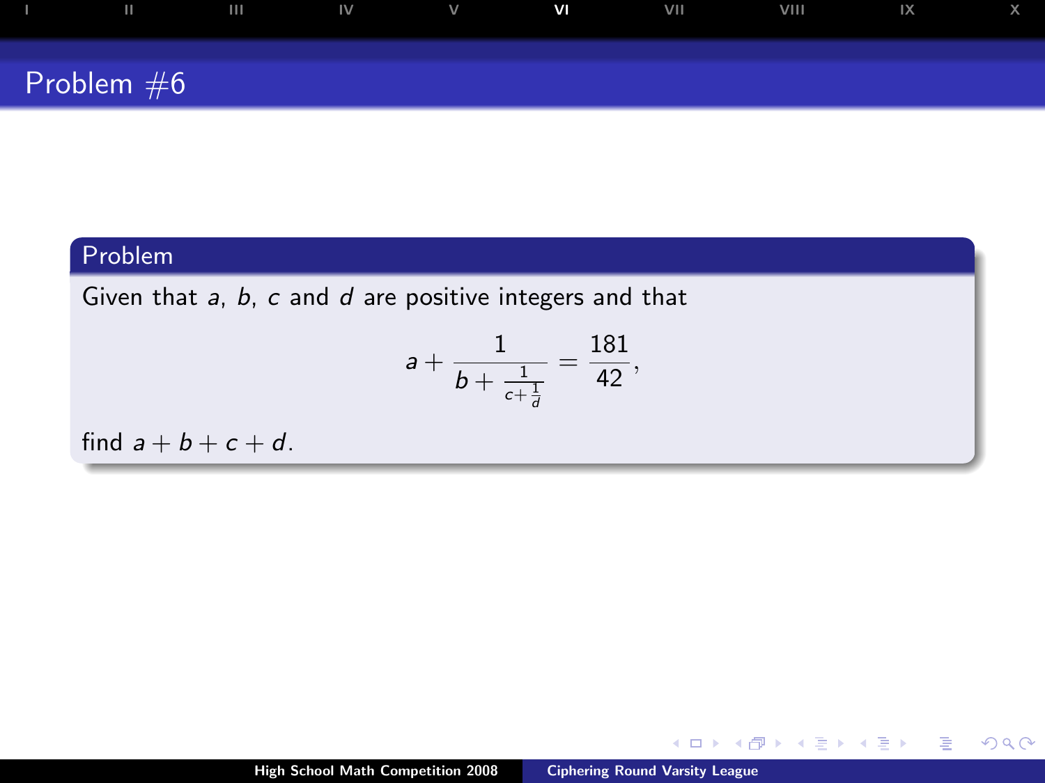# Problem #6

## Problem

Given that $a$, $b$, $c$ and $d$ are positive integers and that

$$a + \frac{1}{b + \frac{1}{c + \frac{1}{d}}} = \frac{181}{42},$$

find $a + b + c + d$.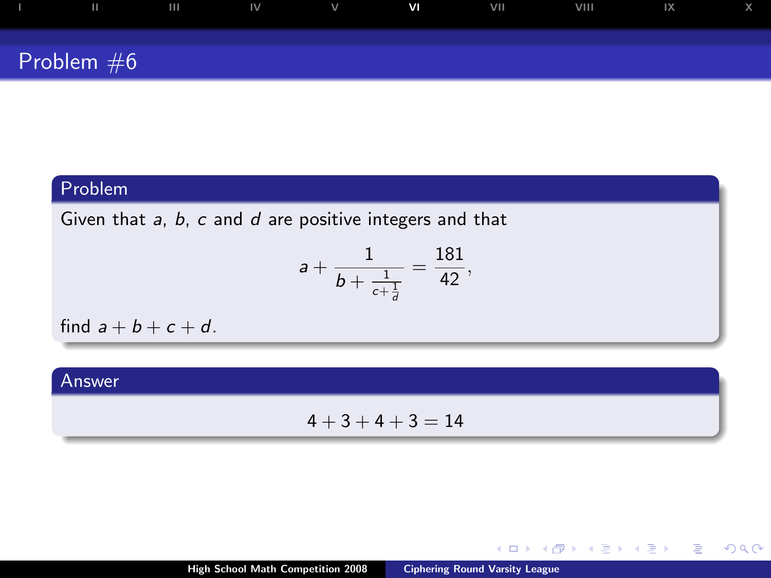# Problem #6

## Problem

Given that $a$, $b$, $c$ and $d$ are positive integers and that

$$a + \frac{1}{b + \frac{1}{c + \frac{1}{d}}} = \frac{181}{42},$$

find $a + b + c + d$.

## Answer

$$4 + 3 + 4 + 3 = 14$$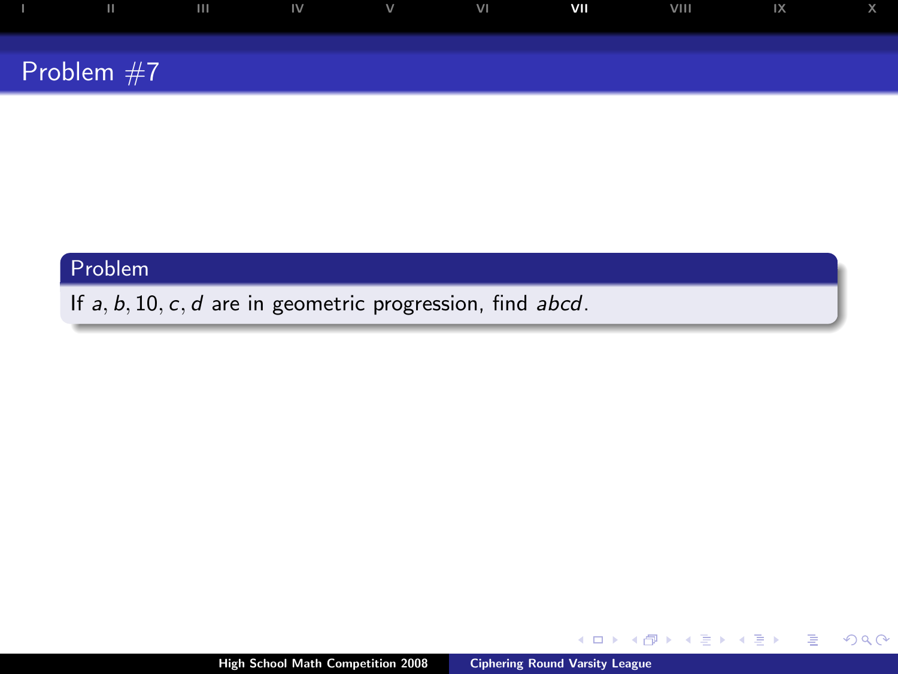# Problem #7

## Problem

If $a, b, 10, c, d$ are in geometric progression, find $abcd$.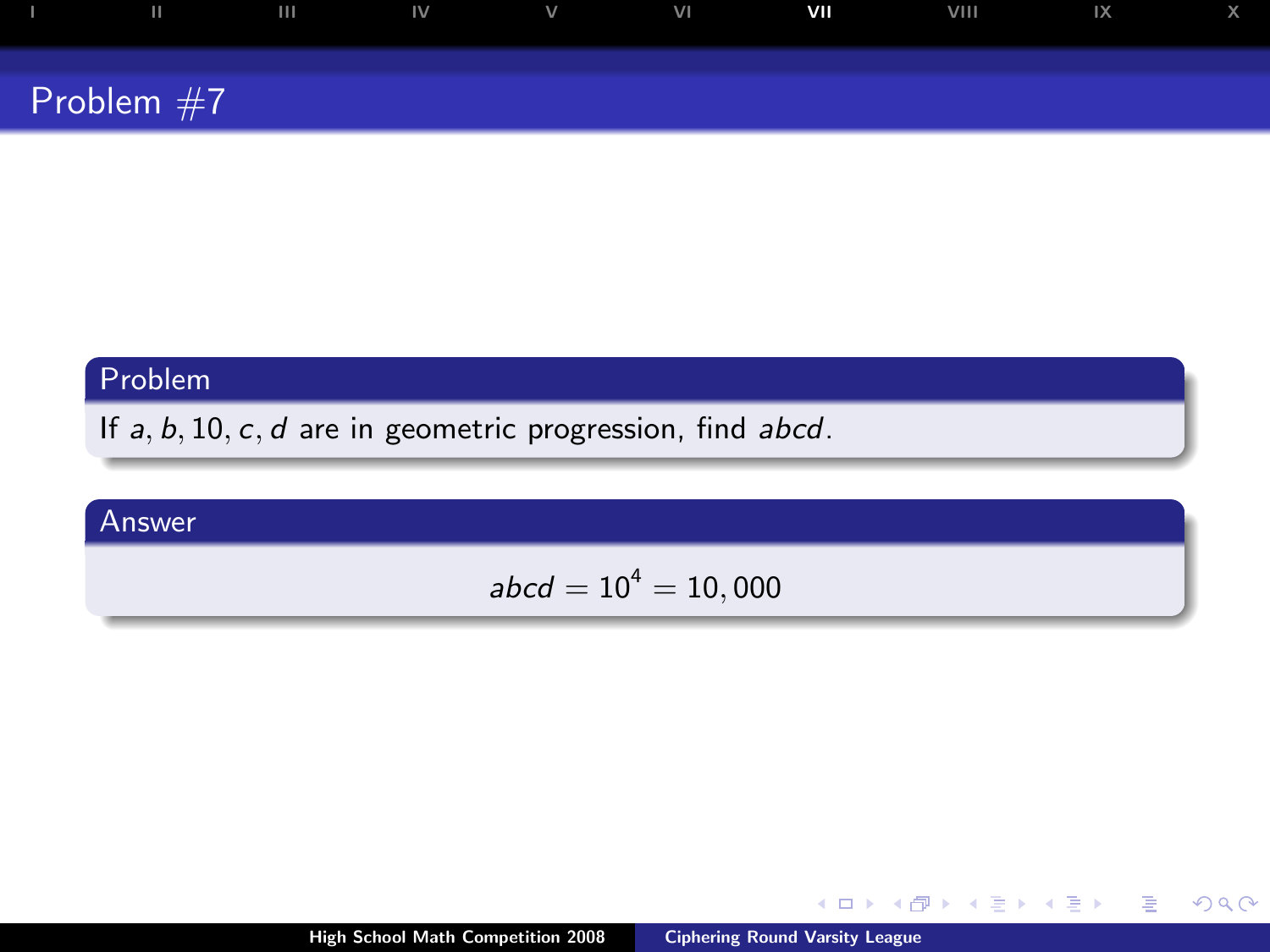# Problem #7

## Problem

If $a, b, 10, c, d$ are in geometric progression, find $abcd$.

## Answer

$$abcd = 10^4 = 10,000$$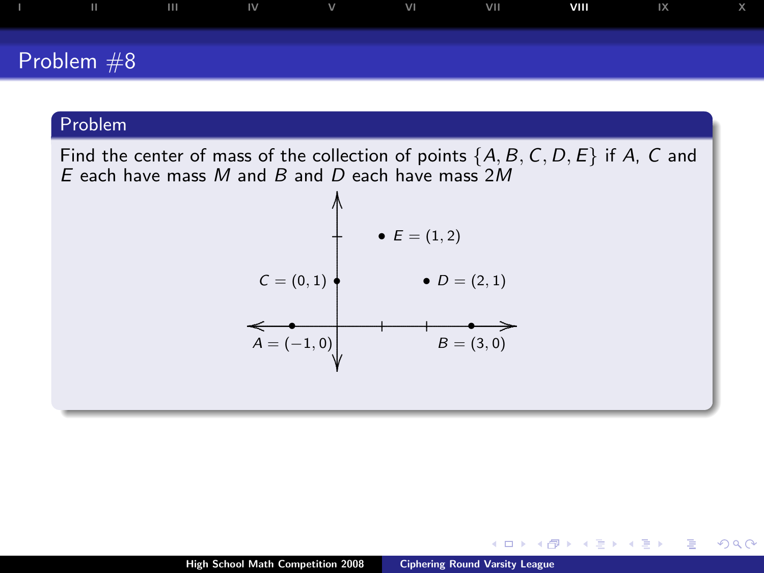## Problem #8

### Problem

Find the center of mass of the collection of points $\{A, B, C, D, E\}$ if $A$, $C$ and $E$ each have mass $M$ and $B$ and $D$ each have mass $2M$

$E = (1, 2)$

$C = (0, 1)$

$D = (2, 1)$

$A = (-1, 0)$

$B = (3, 0)$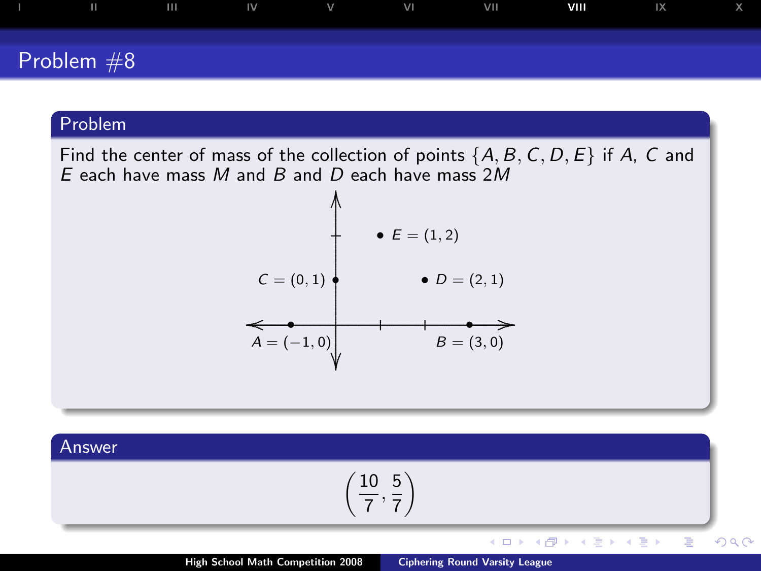# Problem #8

## Problem

Find the center of mass of the collection of points $\{A, B, C, D, E\}$ if $A$, $C$ and $E$ each have mass $M$ and $B$ and $D$ each have mass $2M$

$E = (1, 2)$

$C = (0, 1)$

$D = (2, 1)$

$A = (-1, 0)$

$B = (3, 0)$

## Answer

$$\left(\frac{10}{7}, \frac{5}{7}\right)$$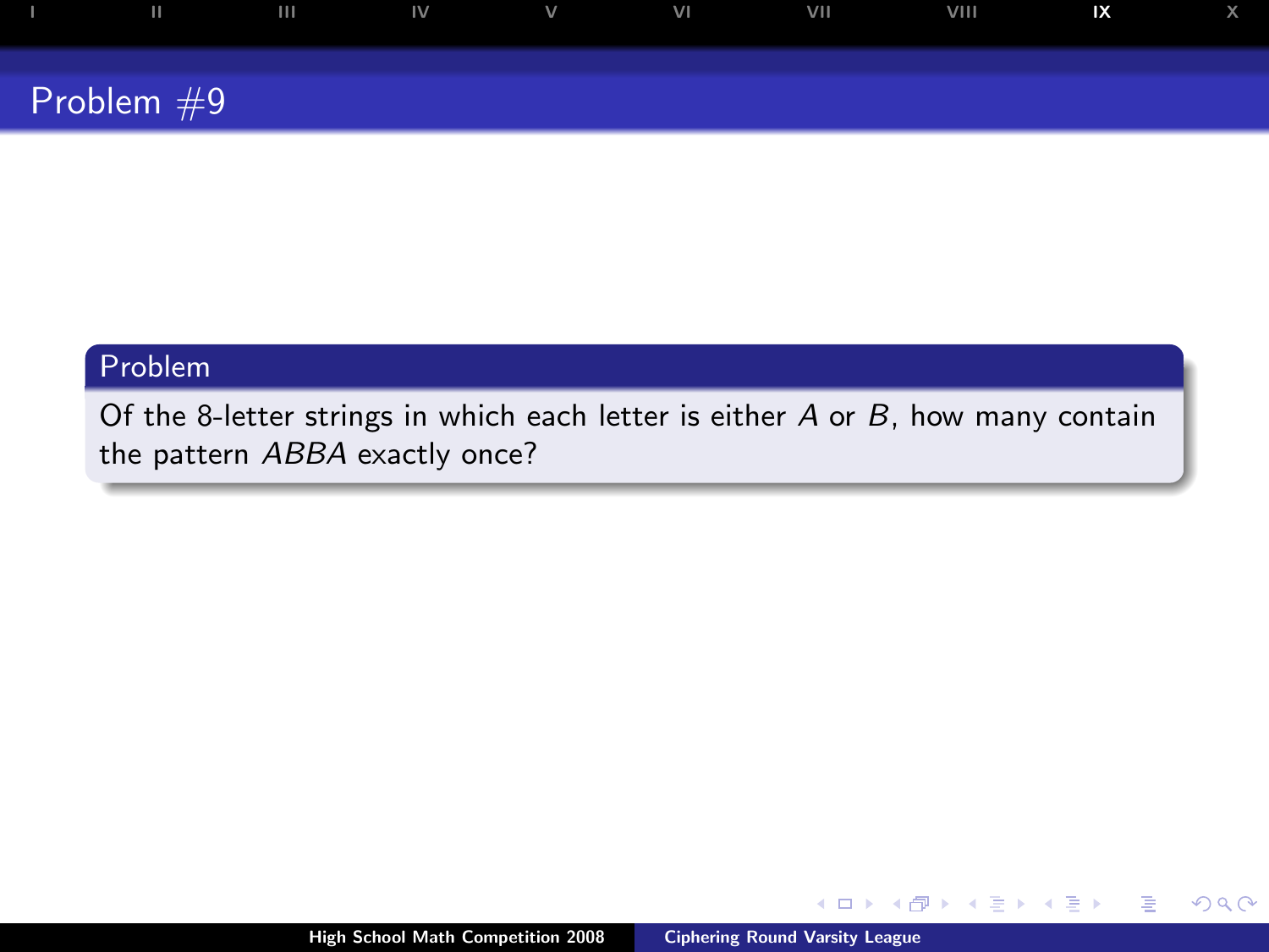## Problem #9

### Problem

Of the 8-letter strings in which each letter is either $A$ or $B$, how many contain the pattern $ABBA$ exactly once?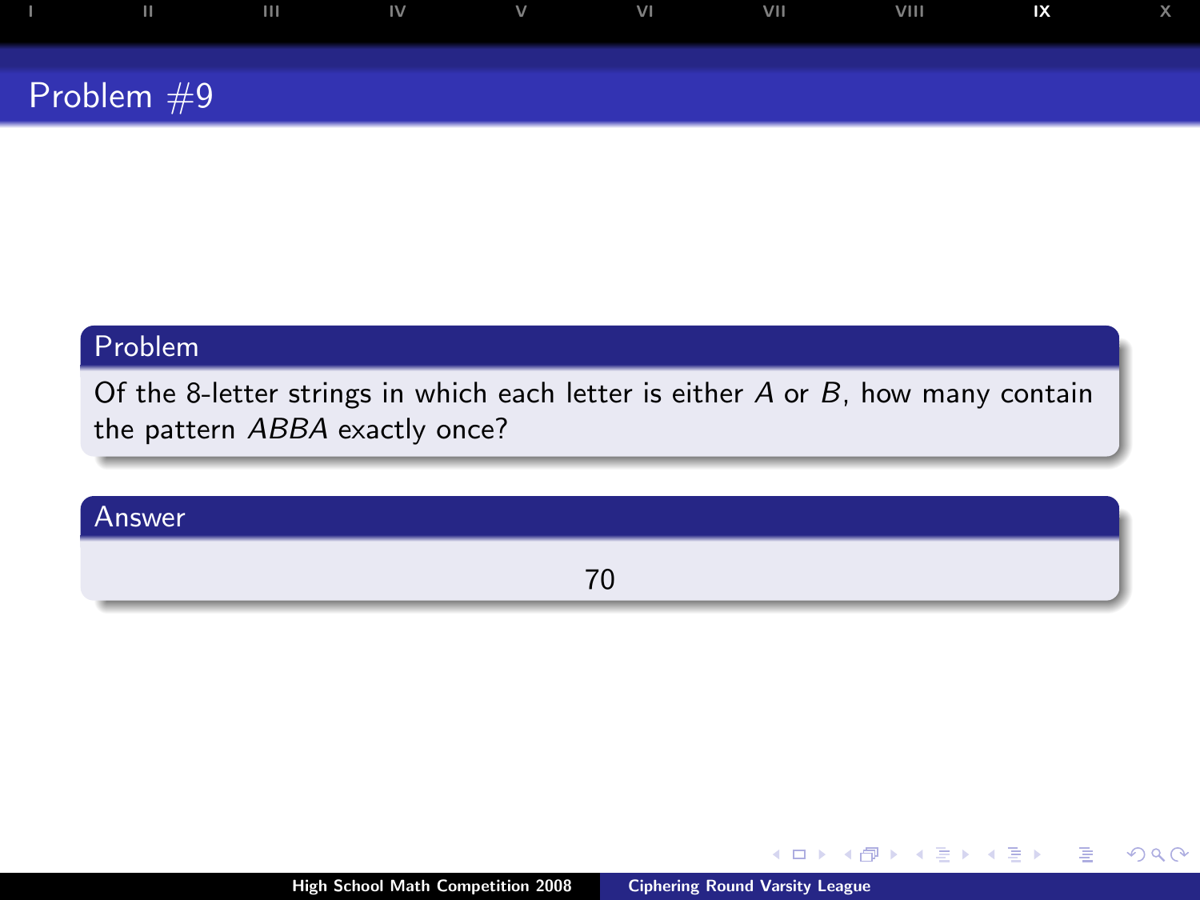## Problem #9

### Problem

Of the 8-letter strings in which each letter is either $A$ or $B$, how many contain the pattern $ABBA$ exactly once?

### Answer

70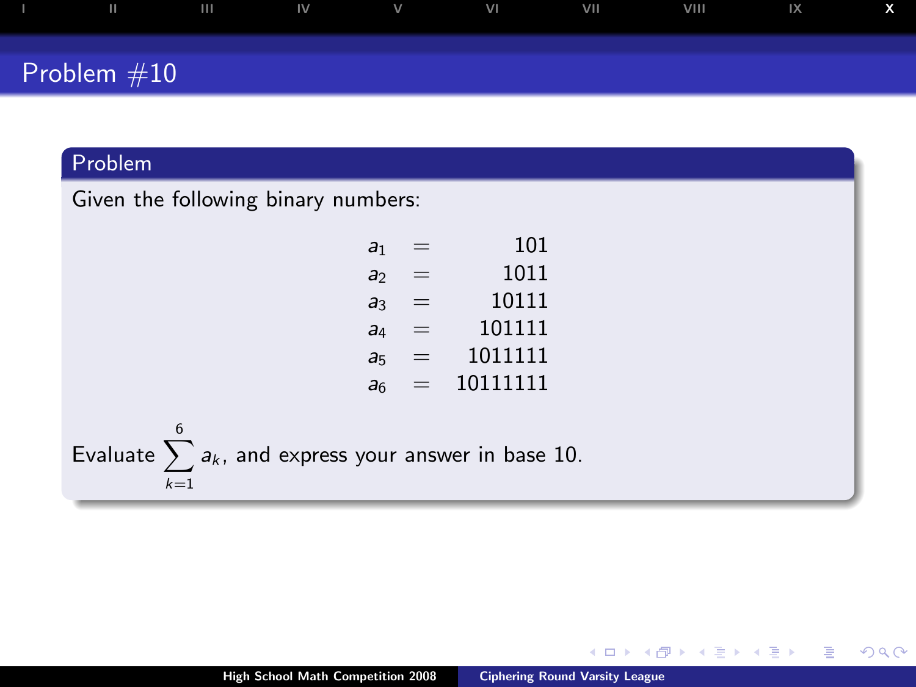## Problem #10

### Problem

Given the following binary numbers:

$$
\begin{aligned}
a_1 &= 101 \\
a_2 &= 1011 \\
a_3 &= 10111 \\
a_4 &= 101111 \\
a_5 &= 1011111 \\
a_6 &= 10111111
\end{aligned}
$$

Evaluate $\sum_{k=1}^{6} a_k$, and express your answer in base 10.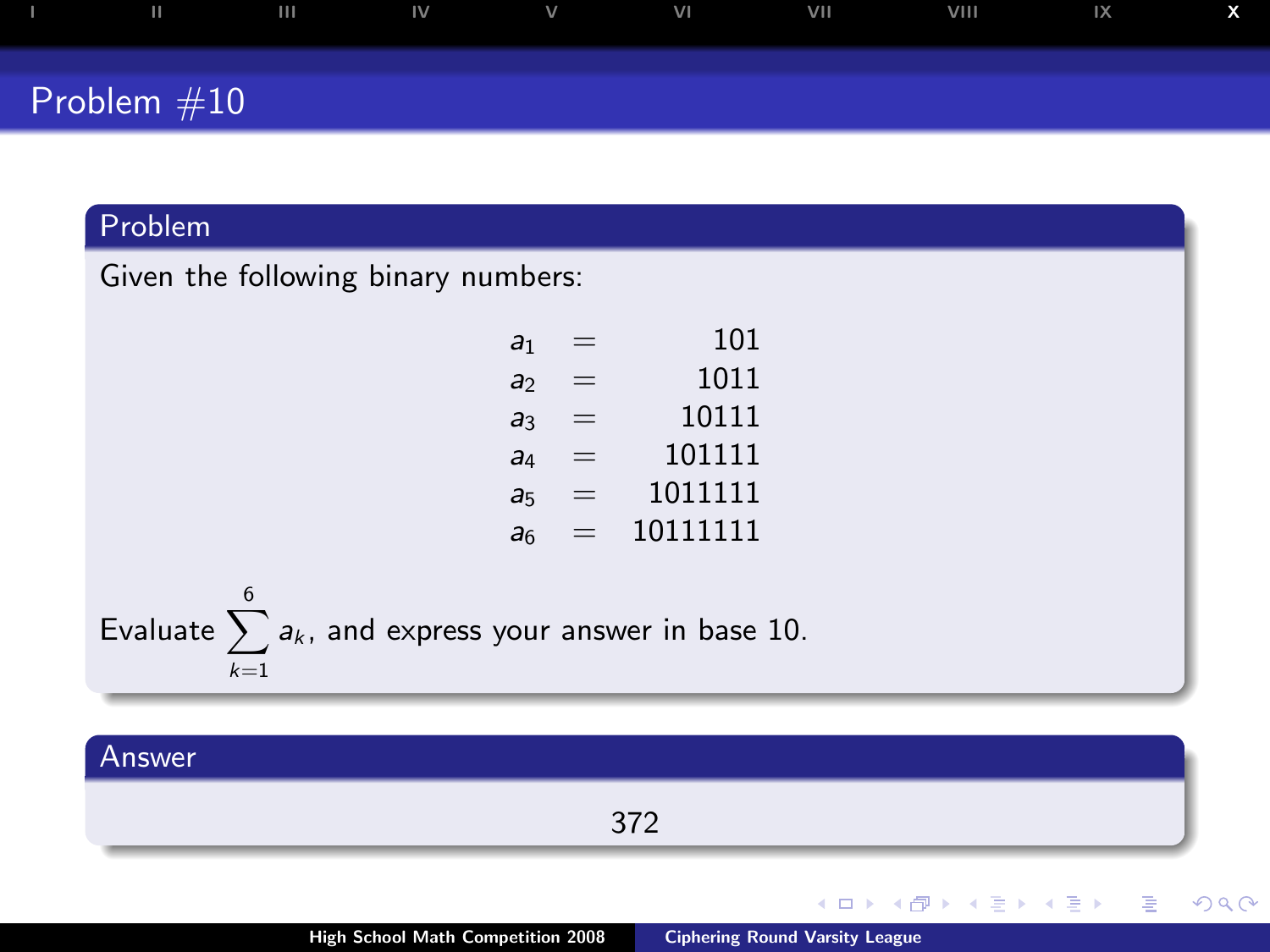# Problem #10

## Problem

Given the following binary numbers:

$$\begin{aligned}
a_1 &= 101 \\
a_2 &= 1011 \\
a_3 &= 10111 \\
a_4 &= 101111 \\
a_5 &= 1011111 \\
a_6 &= 10111111
\end{aligned}$$

Evaluate $\sum_{k=1}^{6} a_k$, and express your answer in base 10.

## Answer

372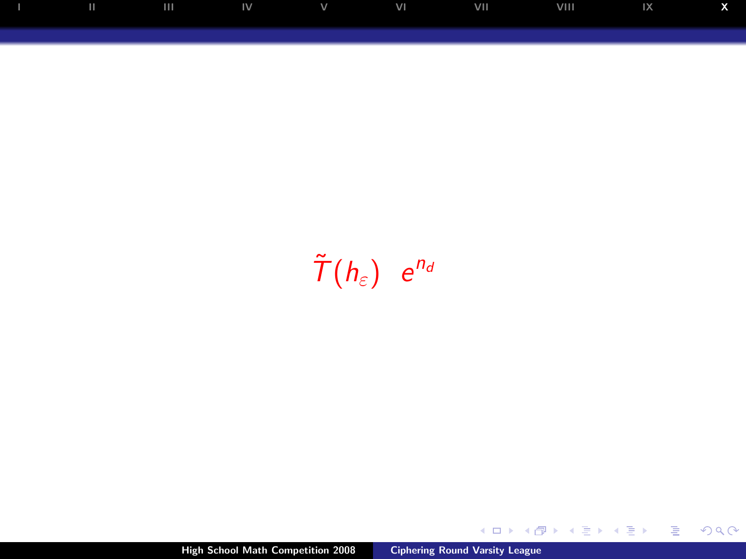$\tilde{T}(h_{\varepsilon}) \quad e^{n_d}$